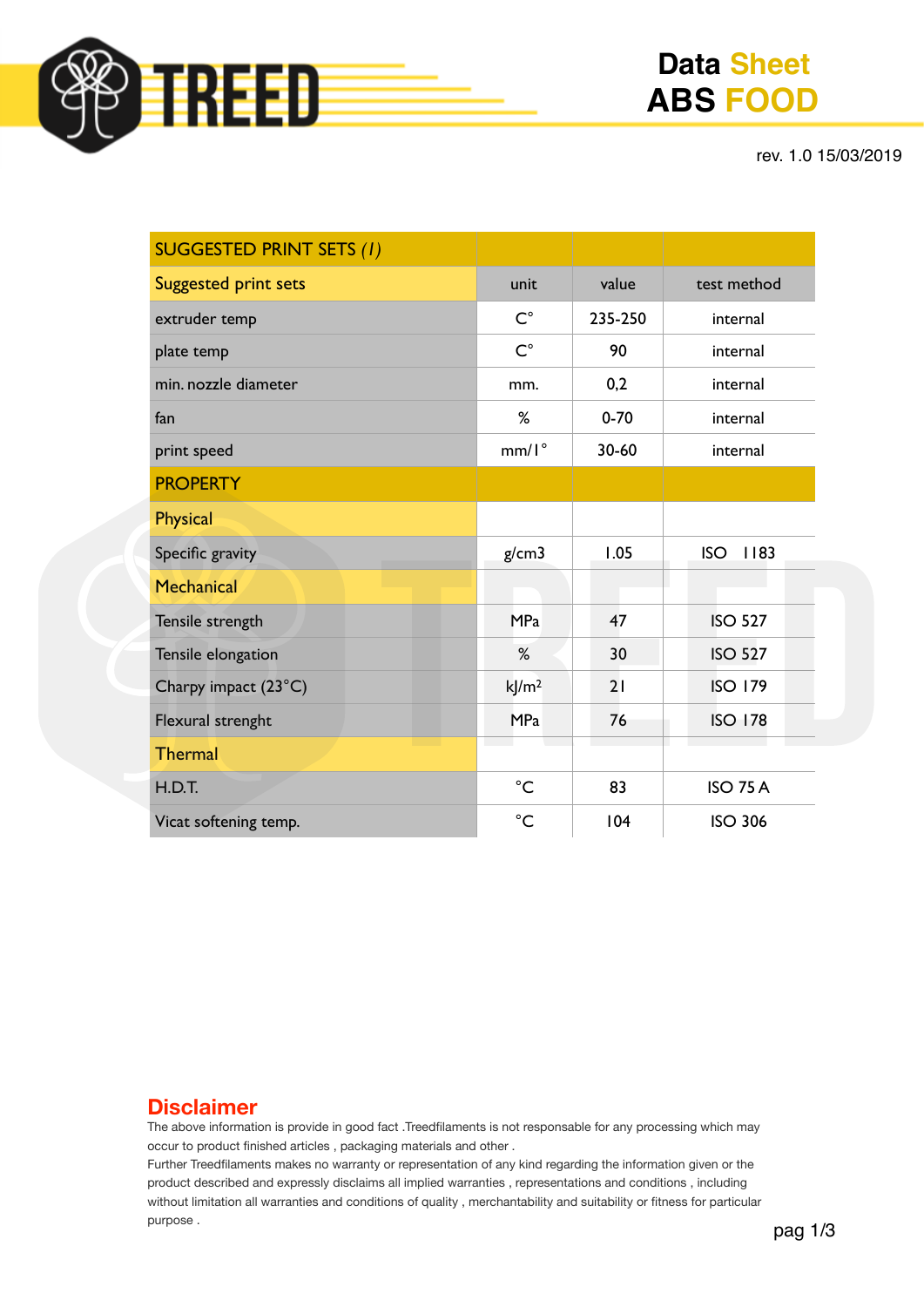# Data Sheet ABS FOOD

rev. 1.0 15/03/2019

| SUGGESTED PRINT SETS *(1)* | | | |
|---|---|---|---|
| Suggested print sets | unit | value | test method |
| extruder temp | C° | 235-250 | internal |
| plate temp | C° | 90 | internal |
| min. nozzle diameter | mm. | 0,2 | internal |
| fan | % | 0-70 | internal |
| print speed | mm/1° | 30-60 | internal |
| PROPERTY | | | |
| Physical | | | |
| Specific gravity | g/cm3 | 1.05 | ISO 1183 |
| Mechanical | | | |
| Tensile strength | MPa | 47 | ISO 527 |
| Tensile elongation | % | 30 | ISO 527 |
| Charpy impact (23°C) | kJ/m² | 21 | ISO 179 |
| Flexural strenght | MPa | 76 | ISO 178 |
| Thermal | | | |
| H.D.T. | °C | 83 | ISO 75 A |
| Vicat softening temp. | °C | 104 | ISO 306 |

## Disclaimer

The above information is provide in good fact .Treedfilaments is not responsable for any processing which may occur to product finished articles , packaging materials and other .
Further Treedfilaments makes no warranty or representation of any kind regarding the information given or the product described and expressly disclaims all implied warranties , representations and conditions , including without limitation all warranties and conditions of quality , merchantability and suitability or fitness for particular purpose .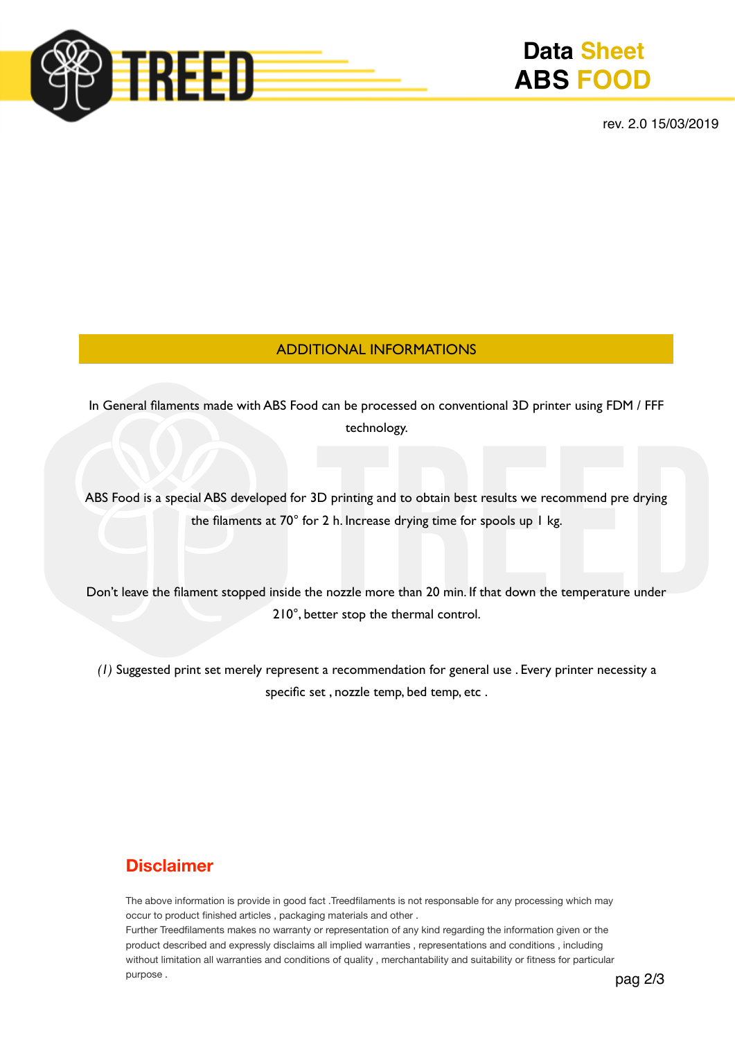## ADDITIONAL INFORMATIONS

In General filaments made with ABS Food can be processed on conventional 3D printer using FDM / FFF technology.

ABS Food is a special ABS developed for 3D printing and to obtain best results we recommend pre drying the filaments at 70° for 2 h. Increase drying time for spools up 1 kg.

Don't leave the filament stopped inside the nozzle more than 20 min. If that down the temperature under 210°, better stop the thermal control.

*(1)* Suggested print set merely represent a recommendation for general use . Every printer necessity a specific set , nozzle temp, bed temp, etc .

## Disclaimer

The above information is provide in good fact .Treedfilaments is not responsable for any processing which may occur to product finished articles , packaging materials and other .
Further Treedfilaments makes no warranty or representation of any kind regarding the information given or the product described and expressly disclaims all implied warranties , representations and conditions , including without limitation all warranties and conditions of quality , merchantability and suitability or fitness for particular purpose .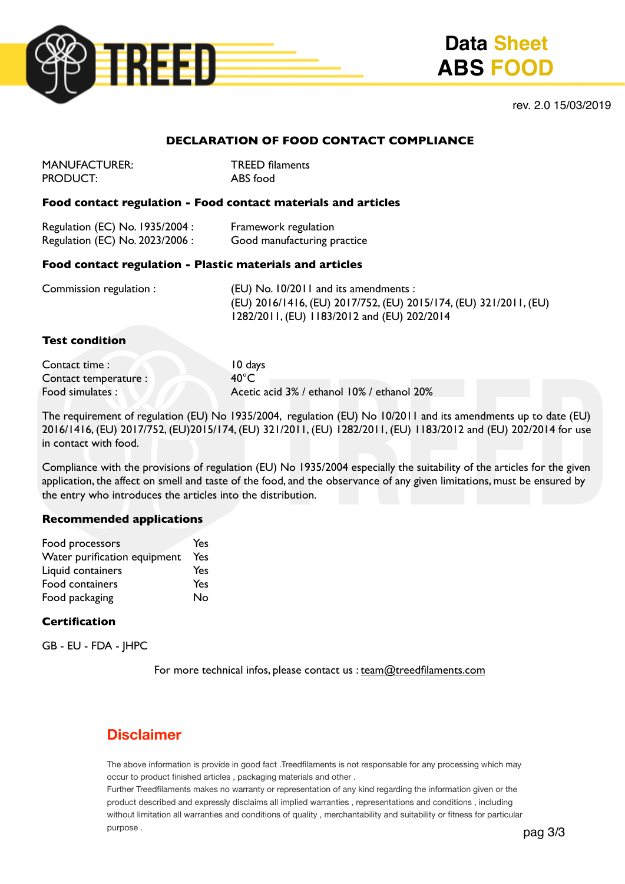# Data Sheet ABS FOOD

rev. 2.0 15/03/2019

## DECLARATION OF FOOD CONTACT COMPLIANCE

| | |
|---|---|
| MANUFACTURER: | TREED filaments |
| PRODUCT: | ABS food |

### Food contact regulation - Food contact materials and articles

| | |
|---|---|
| Regulation (EC) No. 1935/2004 : | Framework regulation |
| Regulation (EC) No. 2023/2006 : | Good manufacturing practice |

### Food contact regulation - Plastic materials and articles

| | |
|---|---|
| Commission regulation : | (EU) No. 10/2011 and its amendments : (EU) 2016/1416, (EU) 2017/752, (EU) 2015/174, (EU) 321/2011, (EU) 1282/2011, (EU) 1183/2012 and (EU) 202/2014 |

### Test condition

| | |
|---|---|
| Contact time : | 10 days |
| Contact temperature : | 40°C |
| Food simulates : | Acetic acid 3% / ethanol 10% / ethanol 20% |

The requirement of regulation (EU) No 1935/2004, regulation (EU) No 10/2011 and its amendments up to date (EU) 2016/1416, (EU) 2017/752, (EU)2015/174, (EU) 321/2011, (EU) 1282/2011, (EU) 1183/2012 and (EU) 202/2014 for use in contact with food.

Compliance with the provisions of regulation (EU) No 1935/2004 especially the suitability of the articles for the given application, the affect on smell and taste of the food, and the observance of any given limitations, must be ensured by the entry who introduces the articles into the distribution.

### Recommended applications

| | |
|---|---|
| Food processors | Yes |
| Water purification equipment | Yes |
| Liquid containers | Yes |
| Food containers | Yes |
| Food packaging | No |

### Certification

GB - EU - FDA - JHPC

For more technical infos, please contact us : team@treedfilaments.com

## Disclaimer

The above information is provide in good fact .Treedfilaments is not responsable for any processing which may occur to product finished articles , packaging materials and other .
Further Treedfilaments makes no warranty or representation of any kind regarding the information given or the product described and expressly disclaims all implied warranties , representations and conditions , including without limitation all warranties and conditions of quality , merchantability and suitability or fitness for particular purpose .